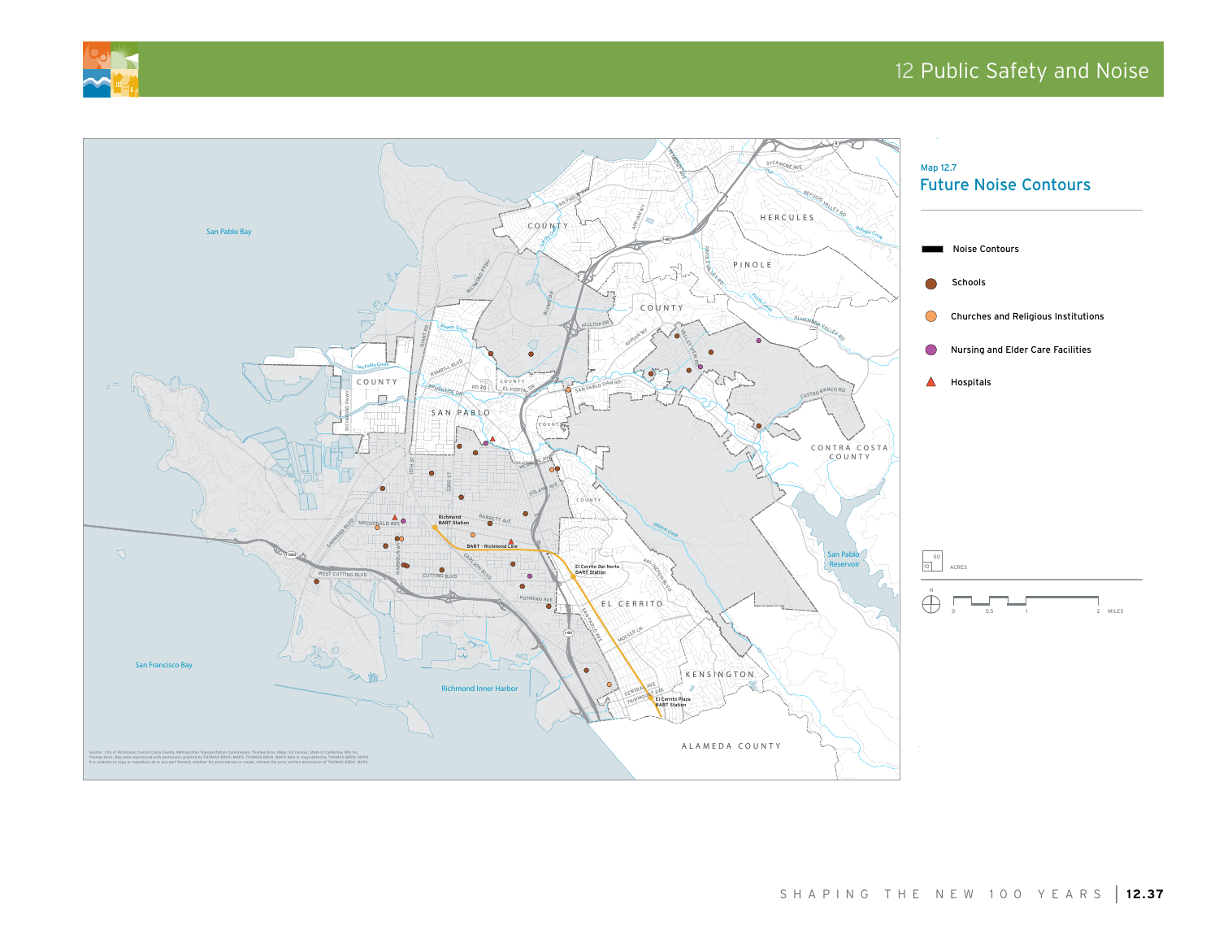Map 12.7

## Future Noise Contours

- Noise Contours
- Schools
- Churches and Religious Institutions
- Nursing and Elder Care Facilities
- Hospitals

0 0.5 1 2 MILES

Source: City of Richmond, Contra Costa County, Metropolitan Transportation Commission, Thomas Bros. Maps, US Census, State of California, MIG Inc. Thomas Bros. Map data reproduced with permission granted by THOMAS BROS. MAPS. THOMAS BROS. MAPS data is copyrighted by THOMAS BROS. MAPS. It is unlawful to copy or reproduce all or any part thereof, whether for personal use or resale, without the prior written permission of THOMAS BROS. MAPS.